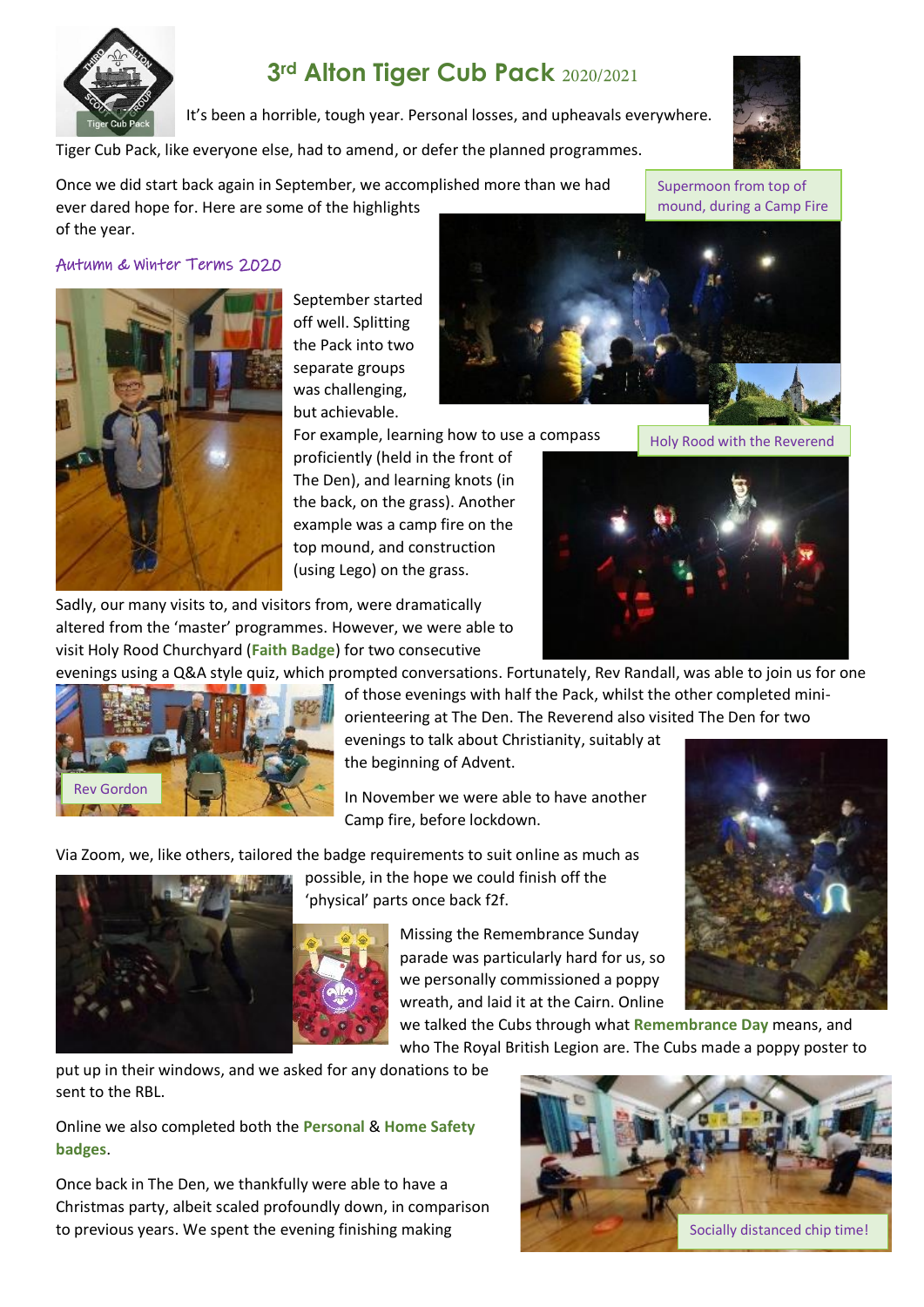# 3rd Alton Tiger Cub Pack 2020/2021

It's been a horrible, tough year. Personal losses, and upheavals everywhere.

Tiger Cub Pack, like everyone else, had to amend, or defer the planned programmes.

Once we did start back again in September, we accomplished more than we had ever dared hope for. Here are some of the highlights of the year.

Supermoon from top of mound, during a Camp Fire

## Autumn & Winter Terms 2020

September started off well. Splitting the Pack into two separate groups was challenging, but achievable.

For example, learning how to use a compass proficiently (held in the front of The Den), and learning knots (in the back, on the grass). Another example was a camp fire on the top mound, and construction (using Lego) on the grass.

Holy Rood with the Reverend

Sadly, our many visits to, and visitors from, were dramatically altered from the 'master' programmes. However, we were able to visit Holy Rood Churchyard (**Faith Badge**) for two consecutive evenings using a Q&A style quiz, which prompted conversations. Fortunately, Rev Randall, was able to join us for one of those evenings with half the Pack, whilst the other completed mini-orienteering at The Den. The Reverend also visited The Den for two evenings to talk about Christianity, suitably at the beginning of Advent.

Rev Gordon

In November we were able to have another Camp fire, before lockdown.

Via Zoom, we, like others, tailored the badge requirements to suit online as much as possible, in the hope we could finish off the 'physical' parts once back f2f.

Missing the Remembrance Sunday parade was particularly hard for us, so we personally commissioned a poppy wreath, and laid it at the Cairn. Online we talked the Cubs through what **Remembrance Day** means, and who The Royal British Legion are. The Cubs made a poppy poster to put up in their windows, and we asked for any donations to be sent to the RBL.

Online we also completed both the **Personal** & **Home Safety badges**.

Once back in The Den, we thankfully were able to have a Christmas party, albeit scaled profoundly down, in comparison to previous years. We spent the evening finishing making

Socially distanced chip time!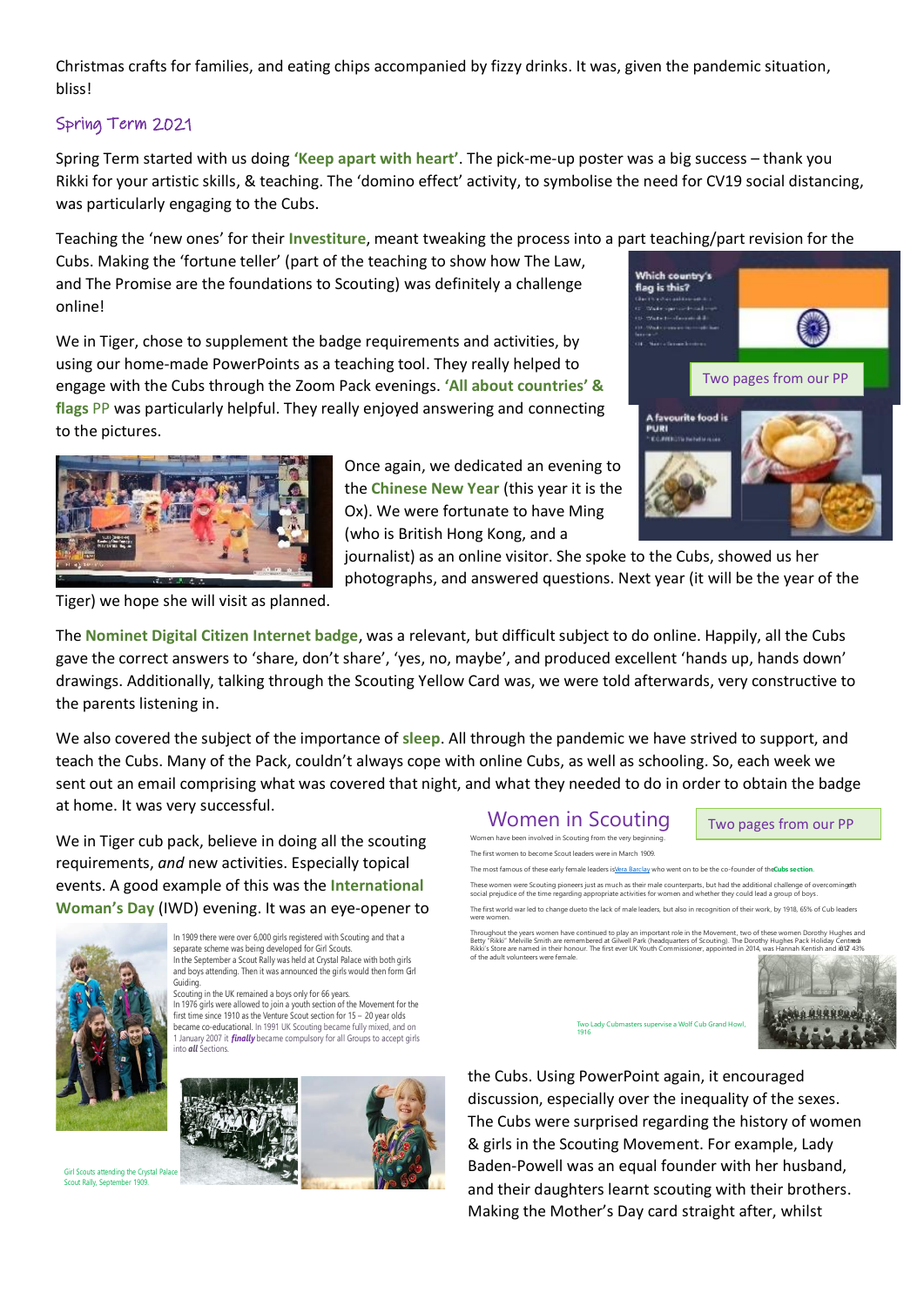Christmas crafts for families, and eating chips accompanied by fizzy drinks. It was, given the pandemic situation, bliss!

## Spring Term 2021

Spring Term started with us doing **'Keep apart with heart'**. The pick-me-up poster was a big success – thank you Rikki for your artistic skills, & teaching. The 'domino effect' activity, to symbolise the need for CV19 social distancing, was particularly engaging to the Cubs.

Teaching the 'new ones' for their **Investiture**, meant tweaking the process into a part teaching/part revision for the Cubs. Making the 'fortune teller' (part of the teaching to show how The Law, and The Promise are the foundations to Scouting) was definitely a challenge online!

We in Tiger, chose to supplement the badge requirements and activities, by using our home-made PowerPoints as a teaching tool. They really helped to engage with the Cubs through the Zoom Pack evenings. **'All about countries' & flags** PP was particularly helpful. They really enjoyed answering and connecting to the pictures.

Two pages from our PP

Once again, we dedicated an evening to the **Chinese New Year** (this year it is the Ox). We were fortunate to have Ming (who is British Hong Kong, and a journalist) as an online visitor. She spoke to the Cubs, showed us her photographs, and answered questions. Next year (it will be the year of the Tiger) we hope she will visit as planned.

The **Nominet Digital Citizen Internet badge**, was a relevant, but difficult subject to do online. Happily, all the Cubs gave the correct answers to 'share, don't share', 'yes, no, maybe', and produced excellent 'hands up, hands down' drawings. Additionally, talking through the Scouting Yellow Card was, we were told afterwards, very constructive to the parents listening in.

We also covered the subject of the importance of **sleep**. All through the pandemic we have strived to support, and teach the Cubs. Many of the Pack, couldn't always cope with online Cubs, as well as schooling. So, each week we sent out an email comprising what was covered that night, and what they needed to do in order to obtain the badge at home. It was very successful.

We in Tiger cub pack, believe in doing all the scouting requirements, *and* new activities. Especially topical events. A good example of this was the **International Woman's Day** (IWD) evening. It was an eye-opener to the Cubs. Using PowerPoint again, it encouraged discussion, especially over the inequality of the sexes. The Cubs were surprised regarding the history of women & girls in the Scouting Movement. For example, Lady Baden-Powell was an equal founder with her husband, and their daughters learnt scouting with their brothers. Making the Mother's Day card straight after, whilst

Women in Scouting

Two pages from our PP

Women have been involved in Scouting from the very beginning.

The first women to become Scout leaders were in March 1909.

The most famous of these early female leaders is Vera Barclay who went on to be the co-founder of the **Cubs section**.

These women were Scouting pioneers just as much as their male counterparts, but had the additional challenge of overcoming the social prejudice of the time regarding appropriate activities for women and whether they could lead a group of boys.

The first world war led to change due to the lack of male leaders, but also in recognition of their work, by 1918, 65% of Cub leaders were women.

Throughout the years women have continued to play an important role in the Movement, two of these women Dorothy Hughes and Betty "Rikki" Melville Smith are remembered at Gilwell Park (headquarters of Scouting). The Dorothy Hughes Pack Holiday Centre and Rikki's Store are named in their honour. The first ever UK Youth Commissioner, appointed in 2014, was Hannah Kentish and in 2017 43% of the adult volunteers were female.

Two Lady Cubmasters supervise a Wolf Cub Grand Howl, 1916

In 1909 there were over 6,000 girls registered with Scouting and that a separate scheme was being developed for Girl Scouts.
In the September a Scout Rally was held at Crystal Palace with both girls and boys attending. Then it was announced the girls would then form Girl Guiding.
Scouting in the UK remained a boys only for 66 years.
In 1976 girls were allowed to join a youth section of the Movement for the first time since 1910 as the Venture Scout section for 15 – 20 year olds became co-educational. In 1991 UK Scouting became fully mixed, and on 1 January 2007 it ***finally*** became compulsory for all Groups to accept girls into ***all*** Sections.

Girl Scouts attending the Crystal Palace Scout Rally, September 1909.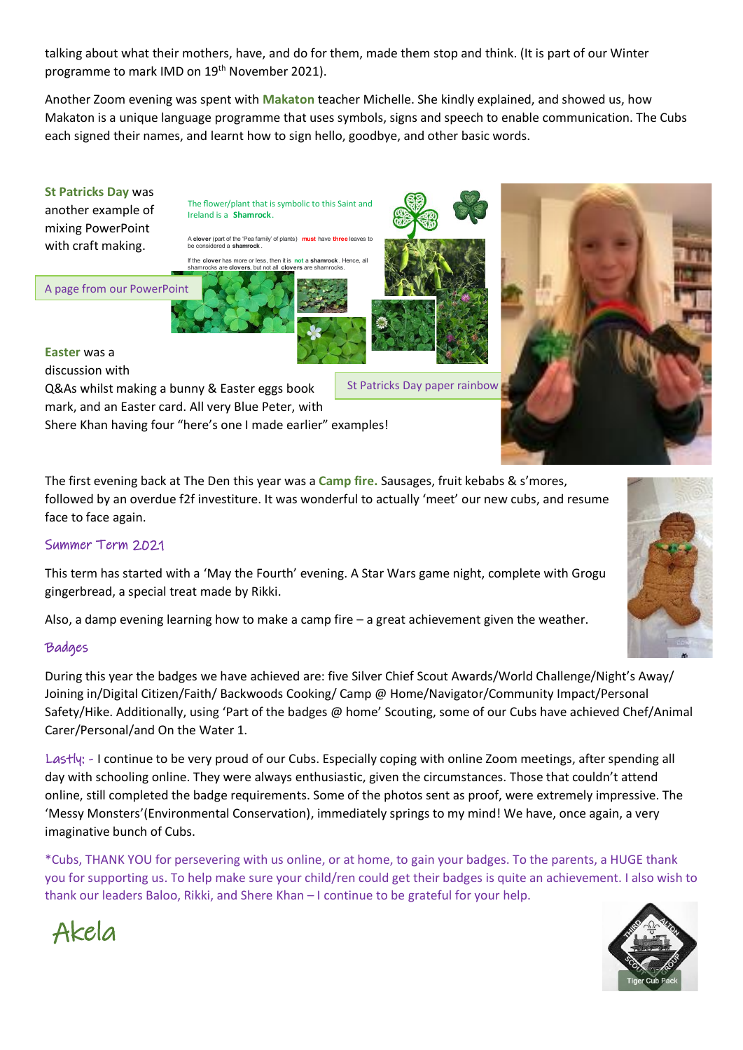talking about what their mothers, have, and do for them, made them stop and think. (It is part of our Winter programme to mark IMD on 19th November 2021).

Another Zoom evening was spent with **Makaton** teacher Michelle. She kindly explained, and showed us, how Makaton is a unique language programme that uses symbols, signs and speech to enable communication. The Cubs each signed their names, and learnt how to sign hello, goodbye, and other basic words.

**St Patricks Day** was another example of mixing PowerPoint with craft making.

The flower/plant that is symbolic to this Saint and Ireland is a **Shamrock**.

A **clover** (part of the 'Pea family' of plants) **must** have **three** leaves to be considered a **shamrock**.

If the **clover** has more or less, then it is **not** a **shamrock**. Hence, all shamrocks are **clovers**, but not all **clovers** are shamrocks.

A page from our PowerPoint

**Easter** was a discussion with Q&As whilst making a bunny & Easter eggs book mark, and an Easter card. All very Blue Peter, with Shere Khan having four "here's one I made earlier" examples!

St Patricks Day paper rainbow

The first evening back at The Den this year was a **Camp fire.** Sausages, fruit kebabs & s'mores, followed by an overdue f2f investiture. It was wonderful to actually 'meet' our new cubs, and resume face to face again.

## Summer Term 2021

This term has started with a 'May the Fourth' evening. A Star Wars game night, complete with Grogu gingerbread, a special treat made by Rikki.

Also, a damp evening learning how to make a camp fire – a great achievement given the weather.

## Badges

During this year the badges we have achieved are: five Silver Chief Scout Awards/World Challenge/Night's Away/ Joining in/Digital Citizen/Faith/ Backwoods Cooking/ Camp @ Home/Navigator/Community Impact/Personal Safety/Hike. Additionally, using 'Part of the badges @ home' Scouting, some of our Cubs have achieved Chef/Animal Carer/Personal/and On the Water 1.

Lastly: - I continue to be very proud of our Cubs. Especially coping with online Zoom meetings, after spending all day with schooling online. They were always enthusiastic, given the circumstances. Those that couldn't attend online, still completed the badge requirements. Some of the photos sent as proof, were extremely impressive. The 'Messy Monsters'(Environmental Conservation), immediately springs to my mind! We have, once again, a very imaginative bunch of Cubs.

*Cubs, THANK YOU for persevering with us online, or at home, to gain your badges. To the parents, a HUGE thank you for supporting us. To help make sure your child/ren could get their badges is quite an achievement. I also wish to thank our leaders Baloo, Rikki, and Shere Khan – I continue to be grateful for your help.

Akela

Tiger Cub Pack